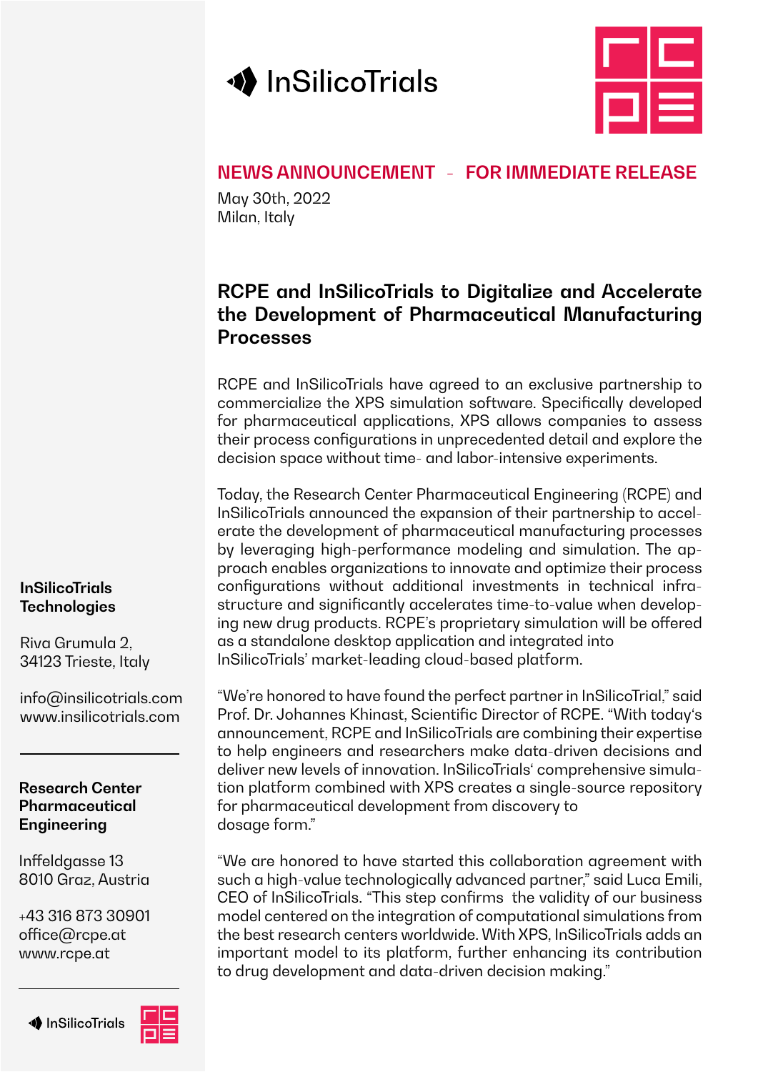**NEWS ANNOUNCEMENT - FOR IMMEDIATE RELEASE**

May 30th, 2022
Milan, Italy

# RCPE and InSilicoTrials to Digitalize and Accelerate the Development of Pharmaceutical Manufacturing Processes

RCPE and InSilicoTrials have agreed to an exclusive partnership to commercialize the XPS simulation software. Specifically developed for pharmaceutical applications, XPS allows companies to assess their process configurations in unprecedented detail and explore the decision space without time- and labor-intensive experiments.

Today, the Research Center Pharmaceutical Engineering (RCPE) and InSilicoTrials announced the expansion of their partnership to accelerate the development of pharmaceutical manufacturing processes by leveraging high-performance modeling and simulation. The approach enables organizations to innovate and optimize their process configurations without additional investments in technical infrastructure and significantly accelerates time-to-value when developing new drug products. RCPE's proprietary simulation will be offered as a standalone desktop application and integrated into InSilicoTrials' market-leading cloud-based platform.

"We're honored to have found the perfect partner in InSilicoTrial," said Prof. Dr. Johannes Khinast, Scientific Director of RCPE. "With today's announcement, RCPE and InSilicoTrials are combining their expertise to help engineers and researchers make data-driven decisions and deliver new levels of innovation. InSilicoTrials' comprehensive simulation platform combined with XPS creates a single-source repository for pharmaceutical development from discovery to dosage form."

"We are honored to have started this collaboration agreement with such a high-value technologically advanced partner," said Luca Emili, CEO of InSilicoTrials. "This step confirms the validity of our business model centered on the integration of computational simulations from the best research centers worldwide. With XPS, InSilicoTrials adds an important model to its platform, further enhancing its contribution to drug development and data-driven decision making."

**InSilicoTrials Technologies**

Riva Grumula 2,
34123 Trieste, Italy

info@insilicotrials.com
www.insilicotrials.com

**Research Center Pharmaceutical Engineering**

Inffeldgasse 13
8010 Graz, Austria

+43 316 873 30901
office@rcpe.at
www.rcpe.at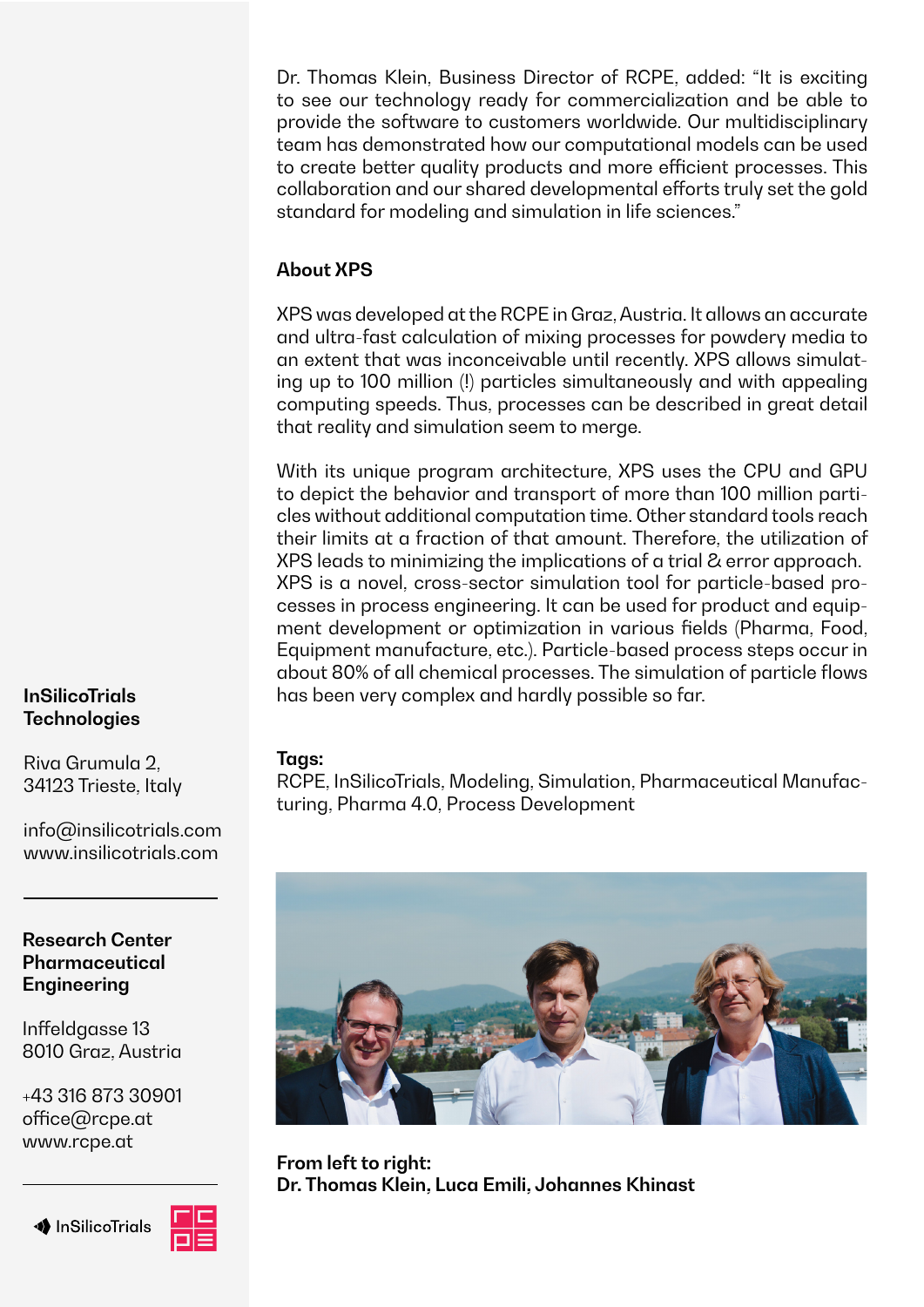Dr. Thomas Klein, Business Director of RCPE, added: "It is exciting to see our technology ready for commercialization and be able to provide the software to customers worldwide. Our multidisciplinary team has demonstrated how our computational models can be used to create better quality products and more efficient processes. This collaboration and our shared developmental efforts truly set the gold standard for modeling and simulation in life sciences."

**About XPS**

XPS was developed at the RCPE in Graz, Austria. It allows an accurate and ultra-fast calculation of mixing processes for powdery media to an extent that was inconceivable until recently. XPS allows simulating up to 100 million (!) particles simultaneously and with appealing computing speeds. Thus, processes can be described in great detail that reality and simulation seem to merge.

With its unique program architecture, XPS uses the CPU and GPU to depict the behavior and transport of more than 100 million particles without additional computation time. Other standard tools reach their limits at a fraction of that amount. Therefore, the utilization of XPS leads to minimizing the implications of a trial & error approach. XPS is a novel, cross-sector simulation tool for particle-based processes in process engineering. It can be used for product and equipment development or optimization in various fields (Pharma, Food, Equipment manufacture, etc.). Particle-based process steps occur in about 80% of all chemical processes. The simulation of particle flows has been very complex and hardly possible so far.

**Tags:**
RCPE, InSilicoTrials, Modeling, Simulation, Pharmaceutical Manufacturing, Pharma 4.0, Process Development

**From left to right:**
**Dr. Thomas Klein, Luca Emili, Johannes Khinast**

**InSilicoTrials Technologies**

Riva Grumula 2,
34123 Trieste, Italy

info@insilicotrials.com
www.insilicotrials.com

---

**Research Center Pharmaceutical Engineering**

Inffeldgasse 13
8010 Graz, Austria

+43 316 873 30901
office@rcpe.at
www.rcpe.at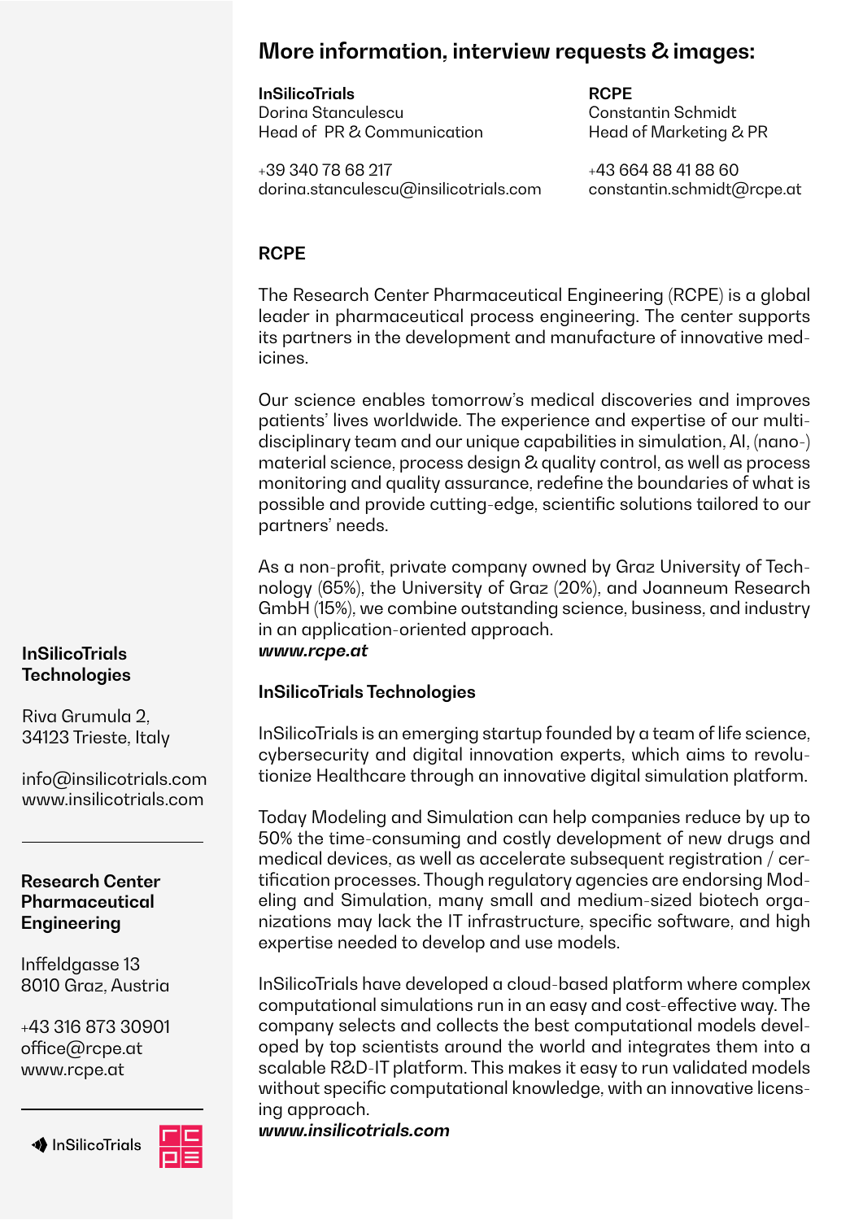## More information, interview requests & images:

**InSilicoTrials**
Dorina Stanculescu
Head of PR & Communication

+39 340 78 68 217
dorina.stanculescu@insilicotrials.com

**RCPE**
Constantin Schmidt
Head of Marketing & PR

+43 664 88 41 88 60
constantin.schmidt@rcpe.at

### RCPE

The Research Center Pharmaceutical Engineering (RCPE) is a global leader in pharmaceutical process engineering. The center supports its partners in the development and manufacture of innovative medicines.

Our science enables tomorrow's medical discoveries and improves patients' lives worldwide. The experience and expertise of our multidisciplinary team and our unique capabilities in simulation, AI, (nano-) material science, process design & quality control, as well as process monitoring and quality assurance, redefine the boundaries of what is possible and provide cutting-edge, scientific solutions tailored to our partners' needs.

As a non-profit, private company owned by Graz University of Technology (65%), the University of Graz (20%), and Joanneum Research GmbH (15%), we combine outstanding science, business, and industry in an application-oriented approach.
***www.rcpe.at***

### InSilicoTrials Technologies

InSilicoTrials is an emerging startup founded by a team of life science, cybersecurity and digital innovation experts, which aims to revolutionize Healthcare through an innovative digital simulation platform.

Today Modeling and Simulation can help companies reduce by up to 50% the time-consuming and costly development of new drugs and medical devices, as well as accelerate subsequent registration / certification processes. Though regulatory agencies are endorsing Modeling and Simulation, many small and medium-sized biotech organizations may lack the IT infrastructure, specific software, and high expertise needed to develop and use models.

InSilicoTrials have developed a cloud-based platform where complex computational simulations run in an easy and cost-effective way. The company selects and collects the best computational models developed by top scientists around the world and integrates them into a scalable R&D-IT platform. This makes it easy to run validated models without specific computational knowledge, with an innovative licensing approach.
***www.insilicotrials.com***

**InSilicoTrials Technologies**

Riva Grumula 2,
34123 Trieste, Italy

info@insilicotrials.com
www.insilicotrials.com

**Research Center Pharmaceutical Engineering**

Inffeldgasse 13
8010 Graz, Austria

+43 316 873 30901
office@rcpe.at
www.rcpe.at